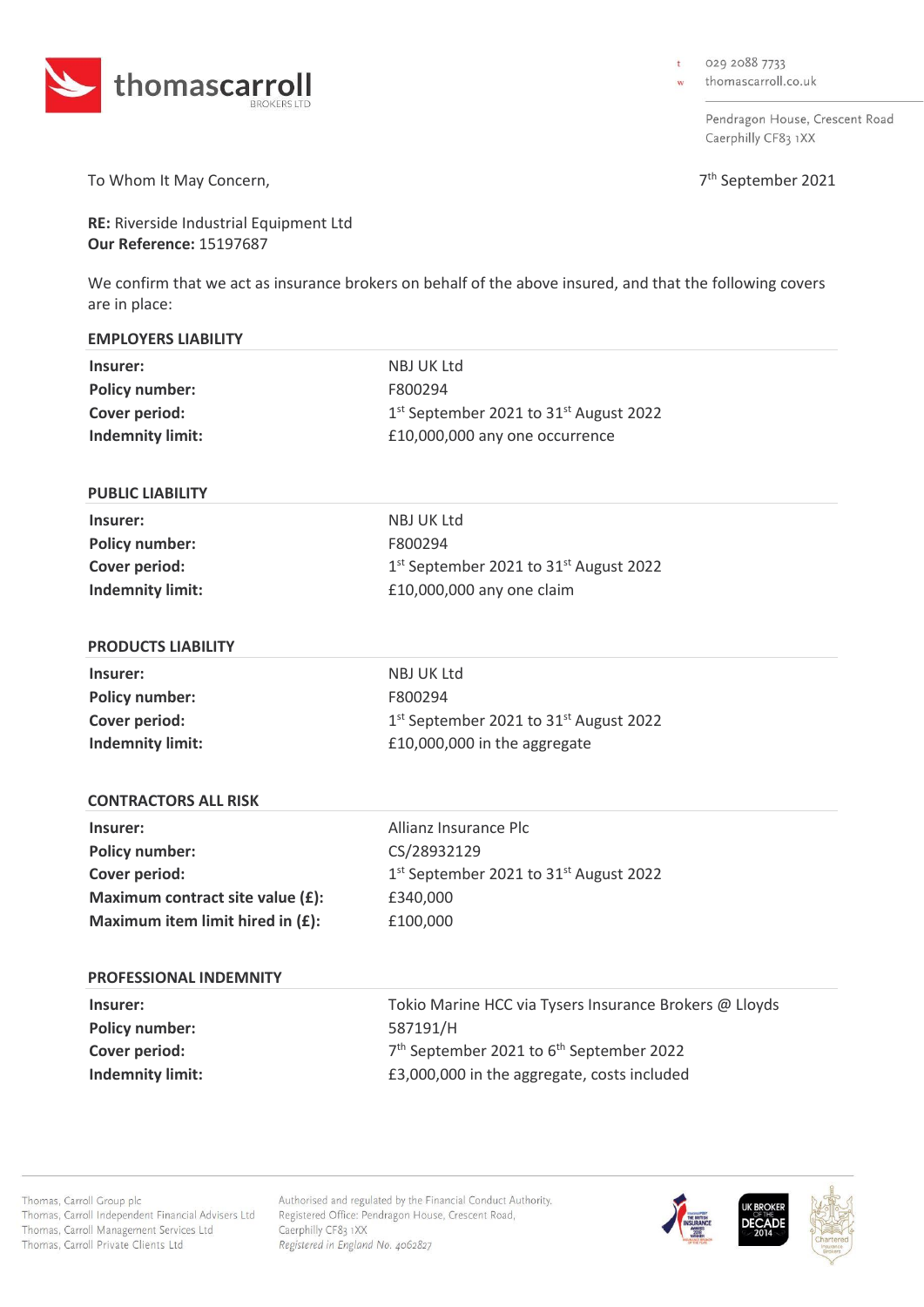**thomascarroll** BROKERS LTD

t 029 2088 7733
w thomascarroll.co.uk

Pendragon House, Crescent Road
Caerphilly CF83 1XX

To Whom It May Concern,

7th September 2021

**RE:** Riverside Industrial Equipment Ltd
**Our Reference:** 15197687

We confirm that we act as insurance brokers on behalf of the above insured, and that the following covers are in place:

## EMPLOYERS LIABILITY

| | |
|---|---|
| **Insurer:** | NBJ UK Ltd |
| **Policy number:** | F800294 |
| **Cover period:** | 1st September 2021 to 31st August 2022 |
| **Indemnity limit:** | £10,000,000 any one occurrence |

## PUBLIC LIABILITY

| | |
|---|---|
| **Insurer:** | NBJ UK Ltd |
| **Policy number:** | F800294 |
| **Cover period:** | 1st September 2021 to 31st August 2022 |
| **Indemnity limit:** | £10,000,000 any one claim |

## PRODUCTS LIABILITY

| | |
|---|---|
| **Insurer:** | NBJ UK Ltd |
| **Policy number:** | F800294 |
| **Cover period:** | 1st September 2021 to 31st August 2022 |
| **Indemnity limit:** | £10,000,000 in the aggregate |

## CONTRACTORS ALL RISK

| | |
|---|---|
| **Insurer:** | Allianz Insurance Plc |
| **Policy number:** | CS/28932129 |
| **Cover period:** | 1st September 2021 to 31st August 2022 |
| **Maximum contract site value (£):** | £340,000 |
| **Maximum item limit hired in (£):** | £100,000 |

## PROFESSIONAL INDEMNITY

| | |
|---|---|
| **Insurer:** | Tokio Marine HCC via Tysers Insurance Brokers @ Lloyds |
| **Policy number:** | 587191/H |
| **Cover period:** | 7th September 2021 to 6th September 2022 |
| **Indemnity limit:** | £3,000,000 in the aggregate, costs included |

Thomas, Carroll Group plc
Thomas, Carroll Independent Financial Advisers Ltd
Thomas, Carroll Management Services Ltd
Thomas, Carroll Private Clients Ltd

Authorised and regulated by the Financial Conduct Authority.
Registered Office: Pendragon House, Crescent Road, Caerphilly CF83 1XX
*Registered in England No. 4062827*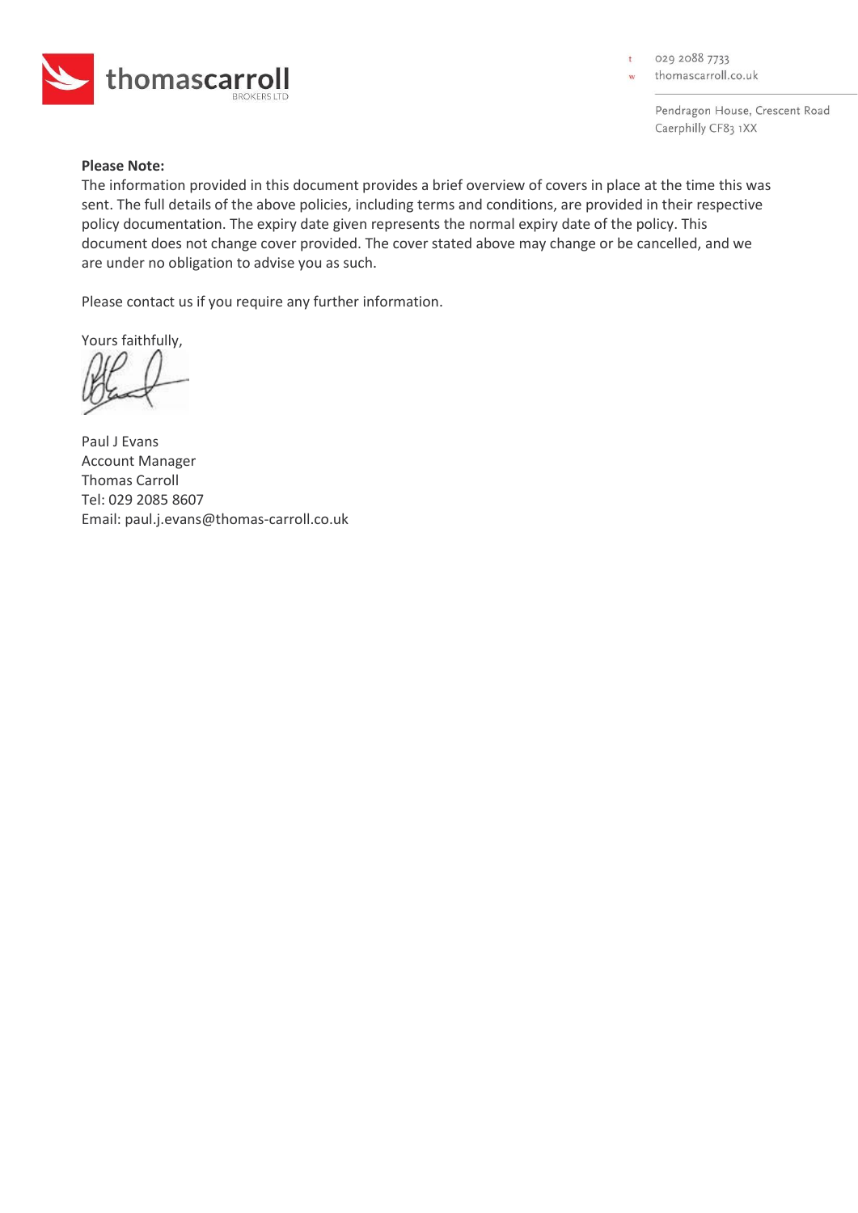**Please Note:**

The information provided in this document provides a brief overview of covers in place at the time this was sent. The full details of the above policies, including terms and conditions, are provided in their respective policy documentation. The expiry date given represents the normal expiry date of the policy. This document does not change cover provided. The cover stated above may change or be cancelled, and we are under no obligation to advise you as such.

Please contact us if you require any further information.

Yours faithfully,

Paul J Evans
Account Manager
Thomas Carroll
Tel: 029 2085 8607
Email: paul.j.evans@thomas-carroll.co.uk